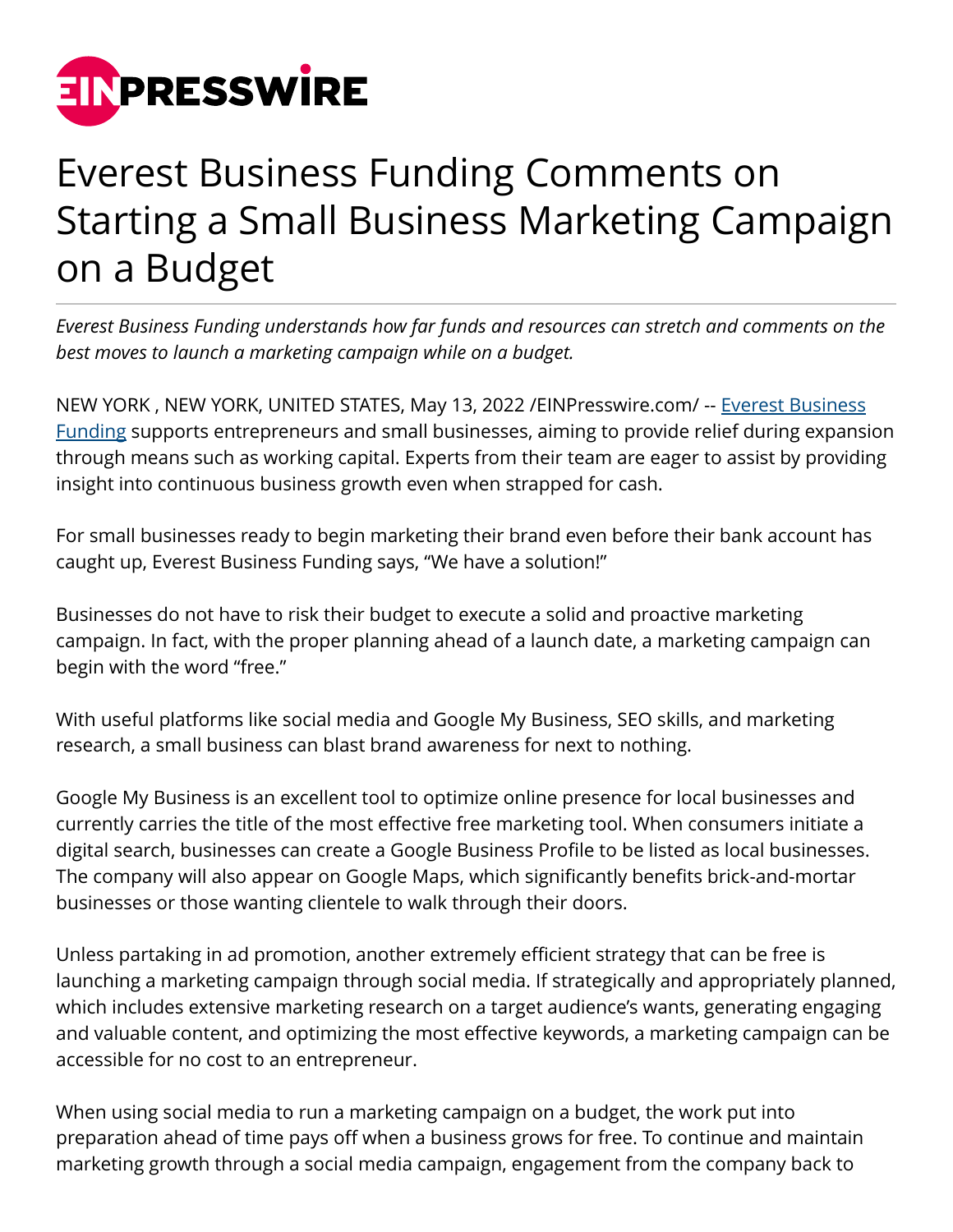# Everest Business Funding Comments on Starting a Small Business Marketing Campaign on a Budget

*Everest Business Funding understands how far funds and resources can stretch and comments on the best moves to launch a marketing campaign while on a budget.*

NEW YORK , NEW YORK, UNITED STATES, May 13, 2022 /EINPresswire.com/ -- [Everest Business Funding](#) supports entrepreneurs and small businesses, aiming to provide relief during expansion through means such as working capital. Experts from their team are eager to assist by providing insight into continuous business growth even when strapped for cash.

For small businesses ready to begin marketing their brand even before their bank account has caught up, Everest Business Funding says, "We have a solution!"

Businesses do not have to risk their budget to execute a solid and proactive marketing campaign. In fact, with the proper planning ahead of a launch date, a marketing campaign can begin with the word "free."

With useful platforms like social media and Google My Business, SEO skills, and marketing research, a small business can blast brand awareness for next to nothing.

Google My Business is an excellent tool to optimize online presence for local businesses and currently carries the title of the most effective free marketing tool. When consumers initiate a digital search, businesses can create a Google Business Profile to be listed as local businesses. The company will also appear on Google Maps, which significantly benefits brick-and-mortar businesses or those wanting clientele to walk through their doors.

Unless partaking in ad promotion, another extremely efficient strategy that can be free is launching a marketing campaign through social media. If strategically and appropriately planned, which includes extensive marketing research on a target audience's wants, generating engaging and valuable content, and optimizing the most effective keywords, a marketing campaign can be accessible for no cost to an entrepreneur.

When using social media to run a marketing campaign on a budget, the work put into preparation ahead of time pays off when a business grows for free. To continue and maintain marketing growth through a social media campaign, engagement from the company back to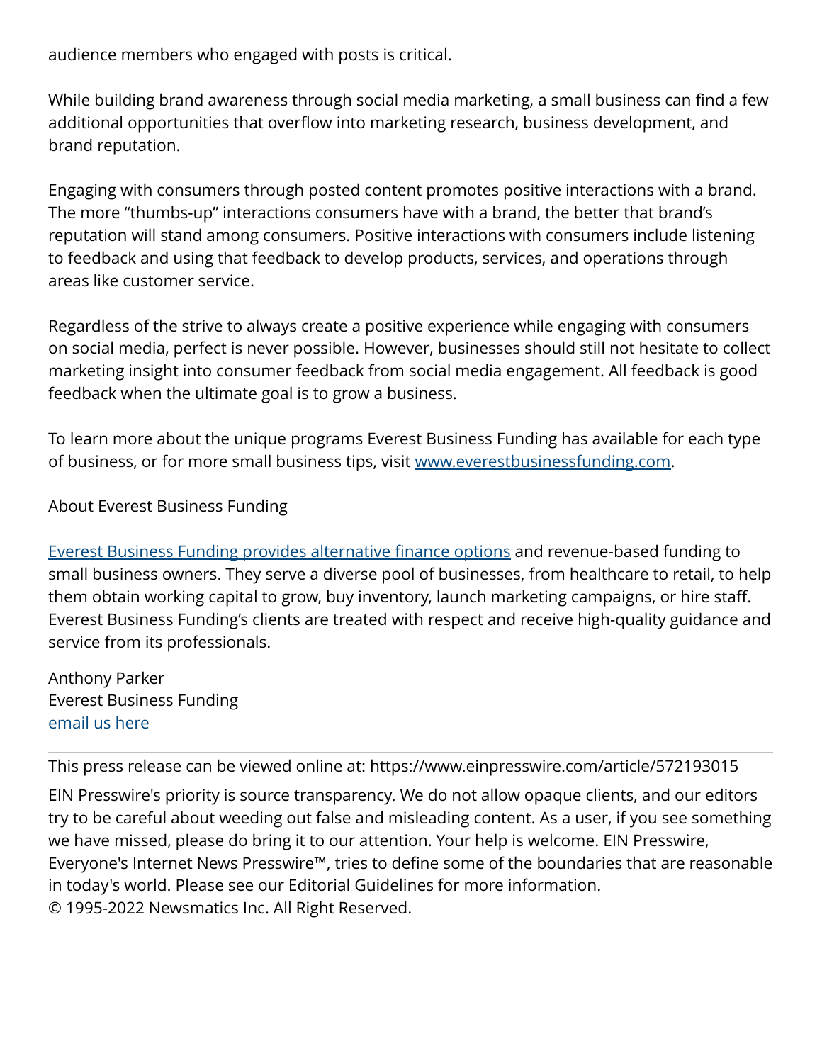audience members who engaged with posts is critical.

While building brand awareness through social media marketing, a small business can find a few additional opportunities that overflow into marketing research, business development, and brand reputation.

Engaging with consumers through posted content promotes positive interactions with a brand. The more “thumbs-up” interactions consumers have with a brand, the better that brand’s reputation will stand among consumers. Positive interactions with consumers include listening to feedback and using that feedback to develop products, services, and operations through areas like customer service.

Regardless of the strive to always create a positive experience while engaging with consumers on social media, perfect is never possible. However, businesses should still not hesitate to collect marketing insight into consumer feedback from social media engagement. All feedback is good feedback when the ultimate goal is to grow a business.

To learn more about the unique programs Everest Business Funding has available for each type of business, or for more small business tips, visit [www.everestbusinessfunding.com](www.everestbusinessfunding.com).

About Everest Business Funding

[Everest Business Funding provides alternative finance options]() and revenue-based funding to small business owners. They serve a diverse pool of businesses, from healthcare to retail, to help them obtain working capital to grow, buy inventory, launch marketing campaigns, or hire staff. Everest Business Funding’s clients are treated with respect and receive high-quality guidance and service from its professionals.

Anthony Parker
Everest Business Funding
email us here

---

This press release can be viewed online at: https://www.einpresswire.com/article/572193015

EIN Presswire's priority is source transparency. We do not allow opaque clients, and our editors try to be careful about weeding out false and misleading content. As a user, if you see something we have missed, please do bring it to our attention. Your help is welcome. EIN Presswire, Everyone's Internet News Presswire™, tries to define some of the boundaries that are reasonable in today's world. Please see our Editorial Guidelines for more information.
© 1995-2022 Newsmatics Inc. All Right Reserved.